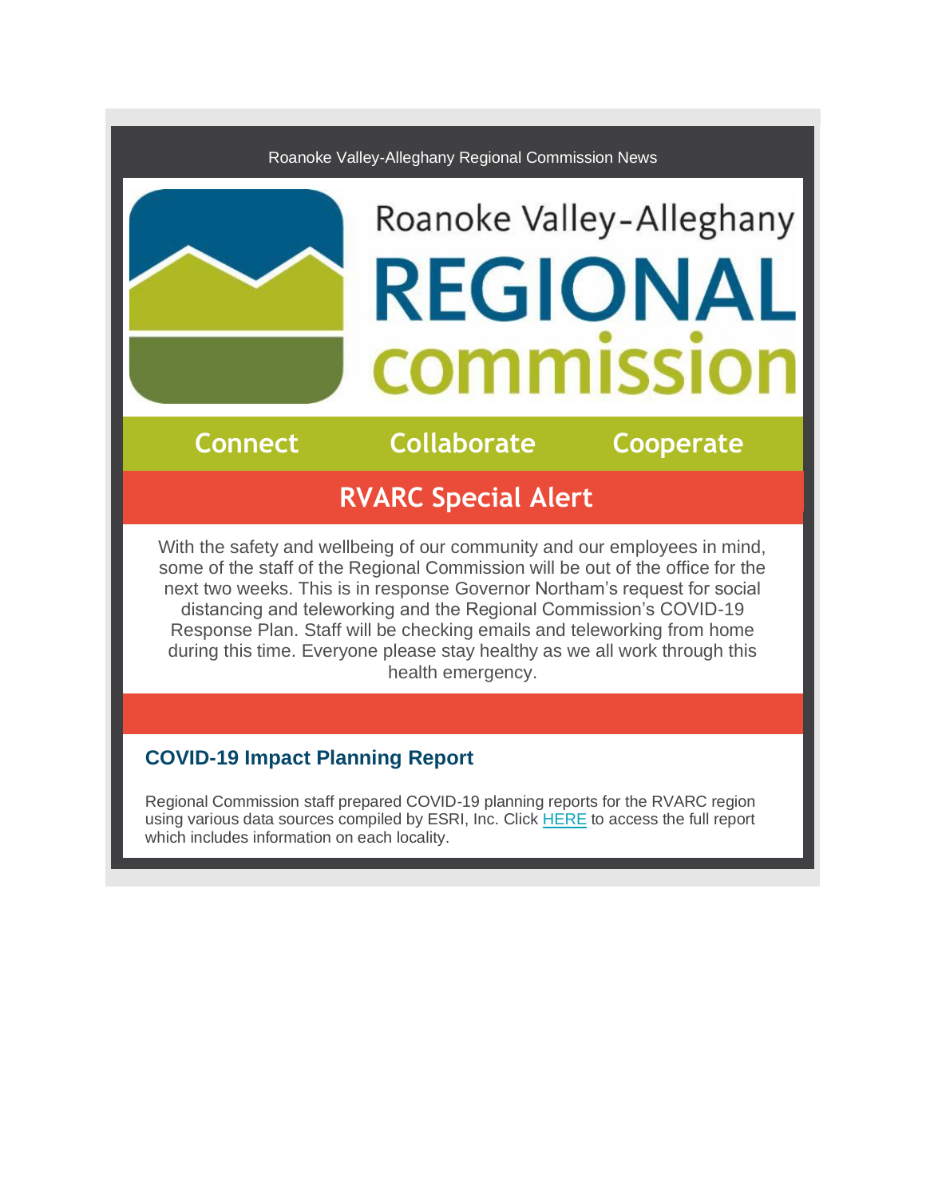Roanoke Valley-Alleghany Regional Commission News

Roanoke Valley-Alleghany

# REGIONAL commission

Connect Collaborate Cooperate

## RVARC Special Alert

With the safety and wellbeing of our community and our employees in mind, some of the staff of the Regional Commission will be out of the office for the next two weeks. This is in response Governor Northam's request for social distancing and teleworking and the Regional Commission's COVID-19 Response Plan. Staff will be checking emails and teleworking from home during this time. Everyone please stay healthy as we all work through this health emergency.

### COVID-19 Impact Planning Report

Regional Commission staff prepared COVID-19 planning reports for the RVARC region using various data sources compiled by ESRI, Inc. Click HERE to access the full report which includes information on each locality.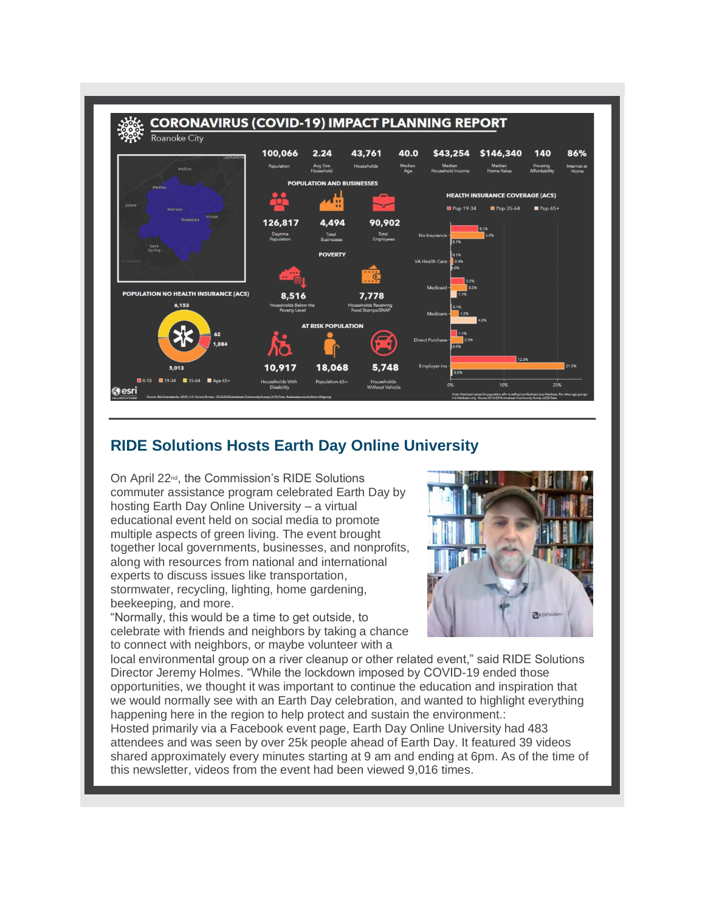# CORONAVIRUS (COVID-19) IMPACT PLANNING REPORT

Roanoke City

| 100,066 | 2.24 | 43,761 | 40.0 | $43,254 | $146,340 | 140 | 86% |
|---|---|---|---|---|---|---|---|
| Population | Avg Size Household | Households | Median Age | Median Household Income | Median Home Value | Housing Affordability | Internet at Home |

**POPULATION AND BUSINESSES**

- 126,817 Daytime Population
- 4,494 Total Businesses
- 90,902 Total Employees

**POVERTY**

- 8,516 Households Below the Poverty Level
- 7,778 Households Receiving Food Stamps/SNAP

**AT RISK POPULATION**

- 10,917 Households With Disability
- 18,068 Population 65+
- 5,748 Households Without Vehicle

**POPULATION NO HEALTH INSURANCE (ACS)**

6,153; 62; 1,084; 5,013 (0-18, 19-34, 35-64, Age 65+)

**HEALTH INSURANCE COVERAGE (ACS)**

| | Pop 19-34 | Pop 35-64 | Pop 65+ |
|---|---|---|---|
| No Insurance | 5.1% | 6.3% | 0.1% |
| VA Health Care | 0.1% | 0.4% | 0.0% |
| Medicaid | 2.5% | 3.0% | 1.1% |
| Medicare | 0.1% | 1.5% | 4.8% |
| Direct Purchase | 1.1% | 2.3% | 0.0% |
| Employer Ins | 12.3% | 21.3% | 0.3% |

## RIDE Solutions Hosts Earth Day Online University

On April 22nd, the Commission's RIDE Solutions commuter assistance program celebrated Earth Day by hosting Earth Day Online University – a virtual educational event held on social media to promote multiple aspects of green living. The event brought together local governments, businesses, and nonprofits, along with resources from national and international experts to discuss issues like transportation, stormwater, recycling, lighting, home gardening, beekeeping, and more.

"Normally, this would be a time to get outside, to celebrate with friends and neighbors by taking a chance to connect with neighbors, or maybe volunteer with a local environmental group on a river cleanup or other related event," said RIDE Solutions Director Jeremy Holmes. "While the lockdown imposed by COVID-19 ended those opportunities, we thought it was important to continue the education and inspiration that we would normally see with an Earth Day celebration, and wanted to highlight everything happening here in the region to help protect and sustain the environment.:

Hosted primarily via a Facebook event page, Earth Day Online University had 483 attendees and was seen by over 25k people ahead of Earth Day. It featured 39 videos shared approximately every minutes starting at 9 am and ending at 6pm. As of the time of this newsletter, videos from the event had been viewed 9,016 times.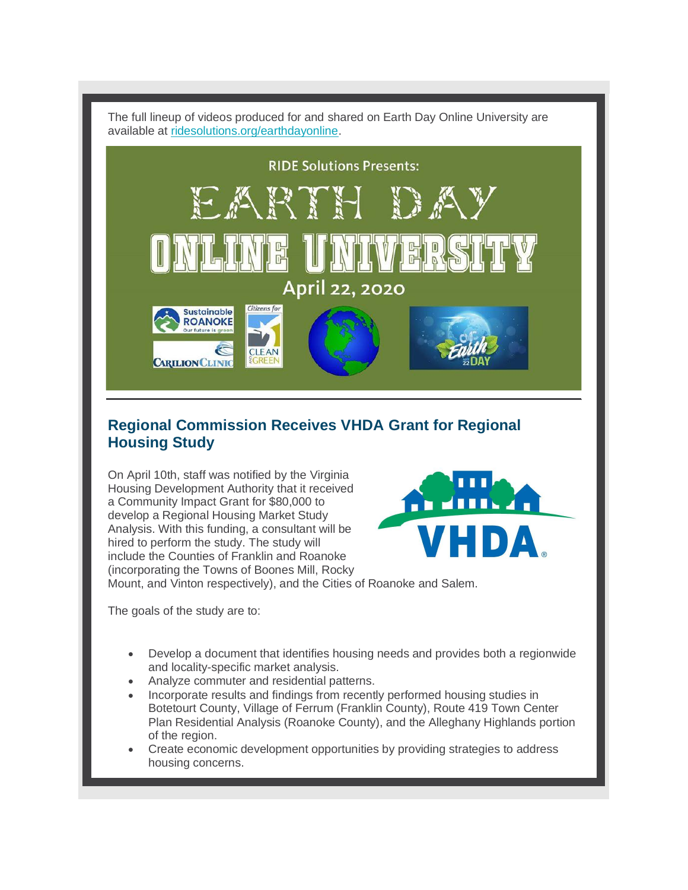The full lineup of videos produced for and shared on Earth Day Online University are available at [ridesolutions.org/earthdayonline](ridesolutions.org/earthdayonline).

## Regional Commission Receives VHDA Grant for Regional Housing Study

On April 10th, staff was notified by the Virginia Housing Development Authority that it received a Community Impact Grant for $80,000 to develop a Regional Housing Market Study Analysis. With this funding, a consultant will be hired to perform the study. The study will include the Counties of Franklin and Roanoke (incorporating the Towns of Boones Mill, Rocky Mount, and Vinton respectively), and the Cities of Roanoke and Salem.

The goals of the study are to:

- Develop a document that identifies housing needs and provides both a regionwide and locality-specific market analysis.
- Analyze commuter and residential patterns.
- Incorporate results and findings from recently performed housing studies in Botetourt County, Village of Ferrum (Franklin County), Route 419 Town Center Plan Residential Analysis (Roanoke County), and the Alleghany Highlands portion of the region.
- Create economic development opportunities by providing strategies to address housing concerns.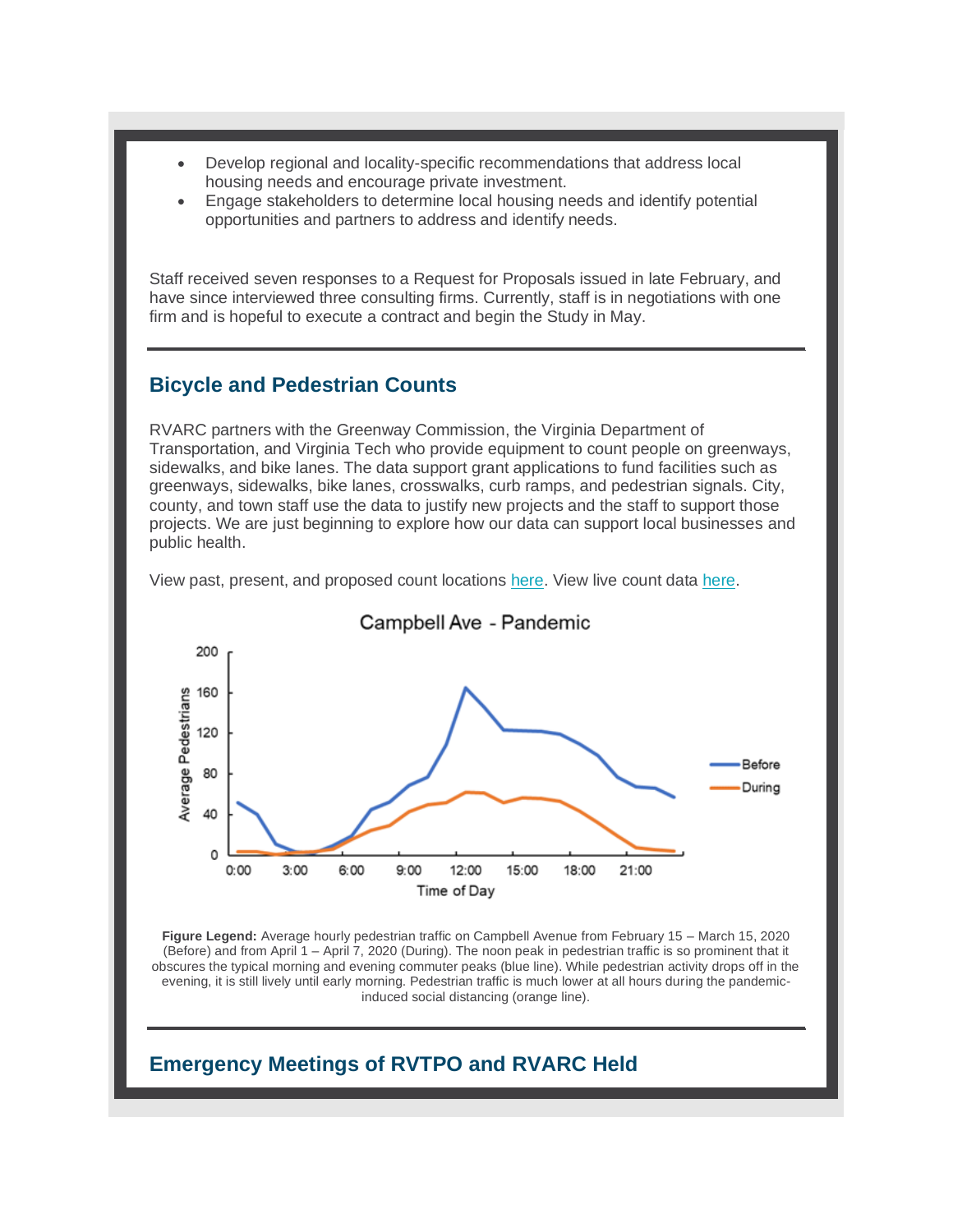- Develop regional and locality-specific recommendations that address local housing needs and encourage private investment.
- Engage stakeholders to determine local housing needs and identify potential opportunities and partners to address and identify needs.

Staff received seven responses to a Request for Proposals issued in late February, and have since interviewed three consulting firms. Currently, staff is in negotiations with one firm and is hopeful to execute a contract and begin the Study in May.

## Bicycle and Pedestrian Counts

RVARC partners with the Greenway Commission, the Virginia Department of Transportation, and Virginia Tech who provide equipment to count people on greenways, sidewalks, and bike lanes. The data support grant applications to fund facilities such as greenways, sidewalks, bike lanes, crosswalks, curb ramps, and pedestrian signals. City, county, and town staff use the data to justify new projects and the staff to support those projects. We are just beginning to explore how our data can support local businesses and public health.

View past, present, and proposed count locations here. View live count data here.

Campbell Ave - Pandemic

**Figure Legend:** Average hourly pedestrian traffic on Campbell Avenue from February 15 – March 15, 2020 (Before) and from April 1 – April 7, 2020 (During). The noon peak in pedestrian traffic is so prominent that it obscures the typical morning and evening commuter peaks (blue line). While pedestrian activity drops off in the evening, it is still lively until early morning. Pedestrian traffic is much lower at all hours during the pandemic-induced social distancing (orange line).

## Emergency Meetings of RVTPO and RVARC Held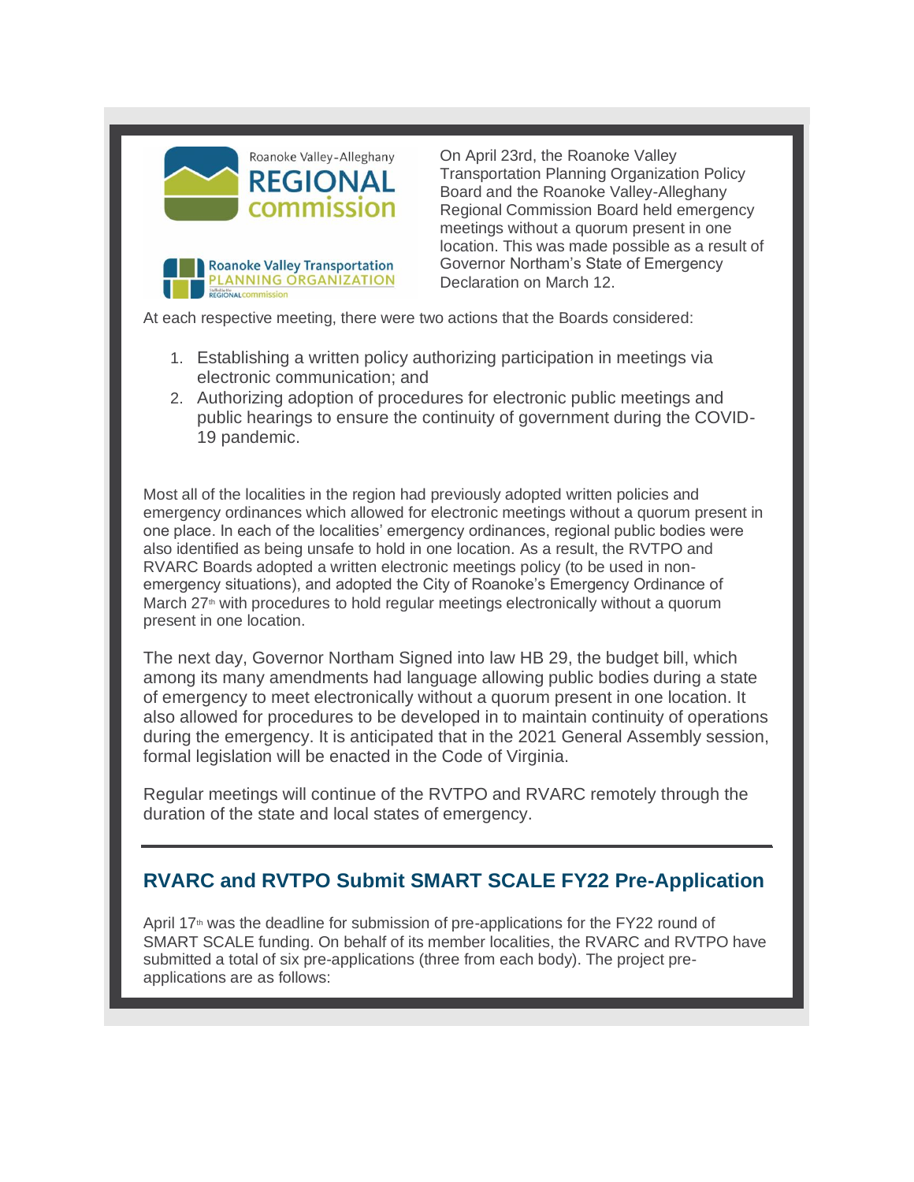On April 23rd, the Roanoke Valley Transportation Planning Organization Policy Board and the Roanoke Valley-Alleghany Regional Commission Board held emergency meetings without a quorum present in one location. This was made possible as a result of Governor Northam's State of Emergency Declaration on March 12.

At each respective meeting, there were two actions that the Boards considered:

1. Establishing a written policy authorizing participation in meetings via electronic communication; and
2. Authorizing adoption of procedures for electronic public meetings and public hearings to ensure the continuity of government during the COVID-19 pandemic.

Most all of the localities in the region had previously adopted written policies and emergency ordinances which allowed for electronic meetings without a quorum present in one place. In each of the localities' emergency ordinances, regional public bodies were also identified as being unsafe to hold in one location. As a result, the RVTPO and RVARC Boards adopted a written electronic meetings policy (to be used in non-emergency situations), and adopted the City of Roanoke's Emergency Ordinance of March 27th with procedures to hold regular meetings electronically without a quorum present in one location.

The next day, Governor Northam Signed into law HB 29, the budget bill, which among its many amendments had language allowing public bodies during a state of emergency to meet electronically without a quorum present in one location. It also allowed for procedures to be developed in to maintain continuity of operations during the emergency. It is anticipated that in the 2021 General Assembly session, formal legislation will be enacted in the Code of Virginia.

Regular meetings will continue of the RVTPO and RVARC remotely through the duration of the state and local states of emergency.

## RVARC and RVTPO Submit SMART SCALE FY22 Pre-Application

April 17th was the deadline for submission of pre-applications for the FY22 round of SMART SCALE funding. On behalf of its member localities, the RVARC and RVTPO have submitted a total of six pre-applications (three from each body). The project pre-applications are as follows: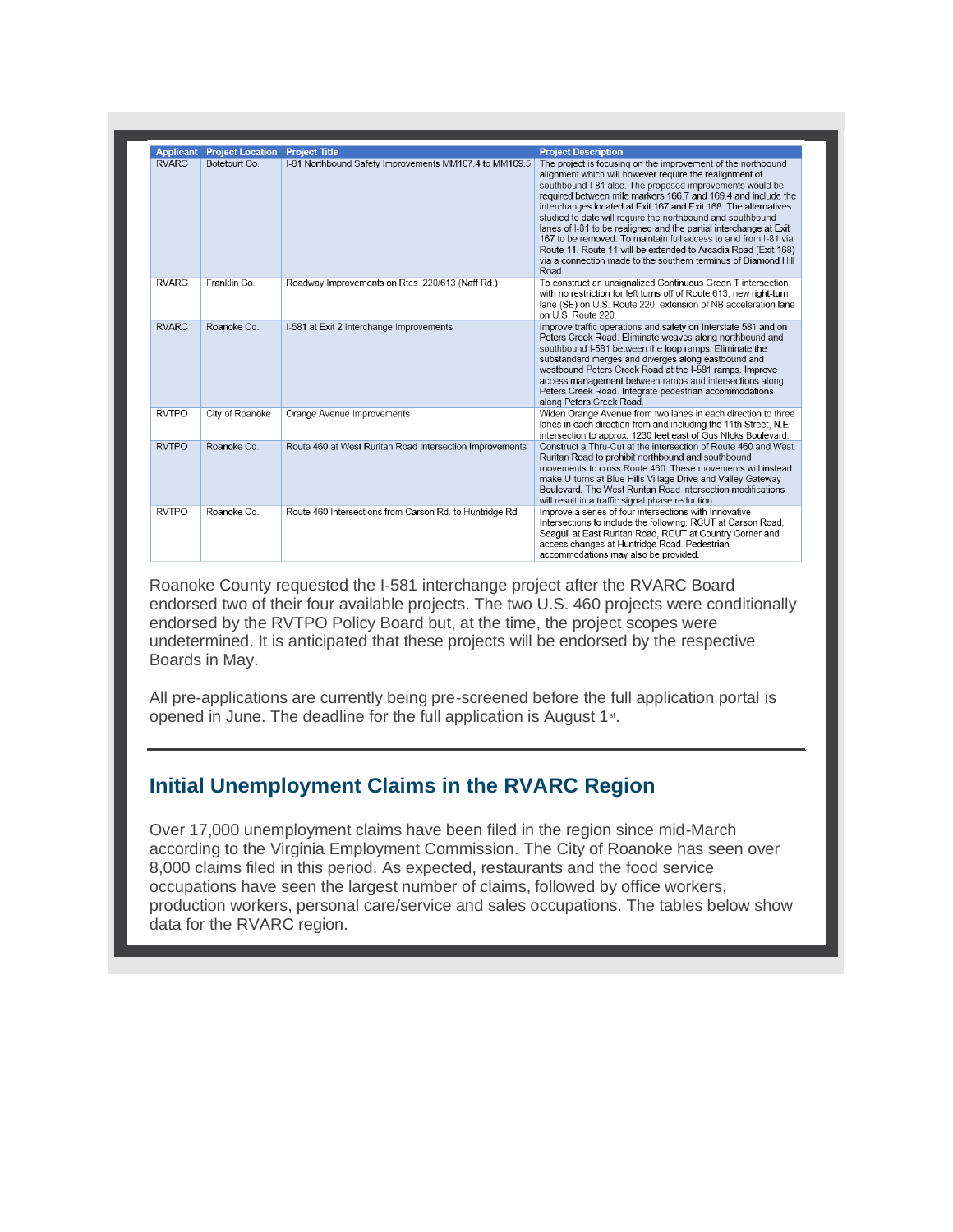| Applicant | Project Location | Project Title | Project Description |
|---|---|---|---|
| RVARC | Botetourt Co. | I-81 Northbound Safety Improvements MM167.4 to MM169.5 | The project is focusing on the improvement of the northbound alignment which will however require the realignment of southbound I-81 also. The proposed improvements would be required between mile markers 166.7 and 169.4 and include the interchanges located at Exit 167 and Exit 168. The alternatives studied to date will require the northbound and southbound lanes of I-81 to be realigned and the partial interchange at Exit 167 to be removed. To maintain full access to and from I-81 via Route 11, Route 11 will be extended to Arcadia Road (Exit 168) via a connection made to the southern terminus of Diamond Hill Road. |
| RVARC | Franklin Co. | Roadway Improvements on Rtes. 220/613 (Naff Rd.) | To construct an unsignalized Continuous Green T intersection with no restriction for left turns off of Route 613; new right-turn lane (SB) on U.S. Route 220; extension of NB acceleration lane on U.S. Route 220. |
| RVARC | Roanoke Co. | I-581 at Exit 2 Interchange Improvements | Improve traffic operations and safety on Interstate 581 and on Peters Creek Road. Eliminate weaves along northbound and southbound I-581 between the loop ramps. Eliminate the substandard merges and diverges along eastbound and westbound Peters Creek Road at the I-581 ramps. Improve access management between ramps and intersections along Peters Creek Road. Integrate pedestrian accommodations along Peters Creek Road. |
| RVTPO | City of Roanoke | Orange Avenue Improvements | Widen Orange Avenue from two lanes in each direction to three lanes in each direction from and including the 11th Street, N.E. intersection to approx. 1230 feet east of Gus Nicks Boulevard. |
| RVTPO | Roanoke Co. | Route 460 at West Ruritan Road Intersection Improvements | Construct a Thru-Cut at the intersection of Route 460 and West Ruritan Road to prohibit northbound and southbound movements to cross Route 460. These movements will instead make U-turns at Blue Hills Village Drive and Valley Gateway Boulevard. The West Ruritan Road intersection modifications will result in a traffic signal phase reduction. |
| RVTPO | Roanoke Co. | Route 460 Intersections from Carson Rd. to Huntridge Rd. | Improve a series of four intersections with Innovative Intersections to include the following: RCUT at Carson Road, Seagull at East Ruritan Road, RCUT at Country Corner and access changes at Huntridge Road. Pedestrian accommodations may also be provided. |

Roanoke County requested the I-581 interchange project after the RVARC Board endorsed two of their four available projects. The two U.S. 460 projects were conditionally endorsed by the RVTPO Policy Board but, at the time, the project scopes were undetermined. It is anticipated that these projects will be endorsed by the respective Boards in May.

All pre-applications are currently being pre-screened before the full application portal is opened in June. The deadline for the full application is August 1st.

## Initial Unemployment Claims in the RVARC Region

Over 17,000 unemployment claims have been filed in the region since mid-March according to the Virginia Employment Commission. The City of Roanoke has seen over 8,000 claims filed in this period. As expected, restaurants and the food service occupations have seen the largest number of claims, followed by office workers, production workers, personal care/service and sales occupations. The tables below show data for the RVARC region.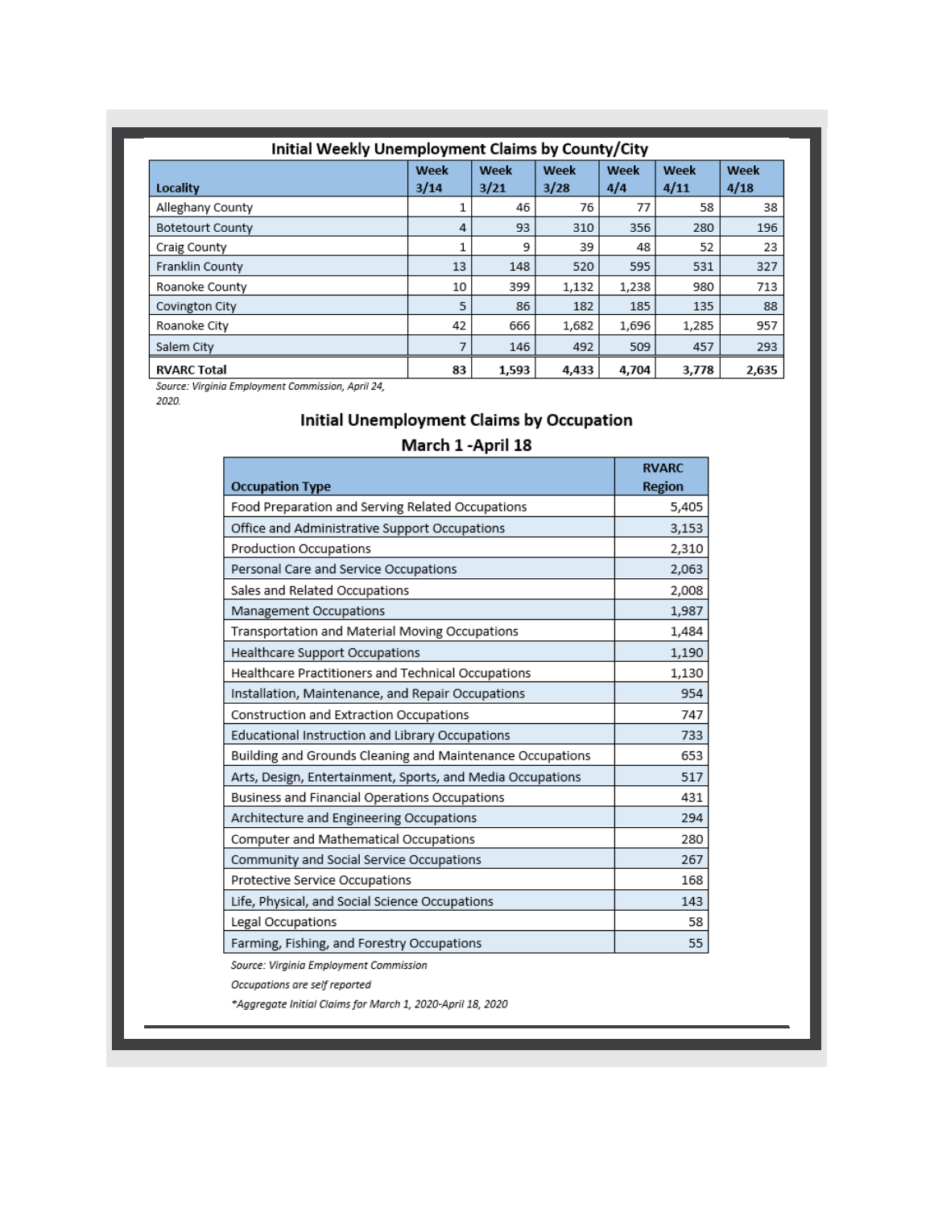## Initial Weekly Unemployment Claims by County/City

| Locality | Week 3/14 | Week 3/21 | Week 3/28 | Week 4/4 | Week 4/11 | Week 4/18 |
|---|---|---|---|---|---|---|
| Alleghany County | 1 | 46 | 76 | 77 | 58 | 38 |
| Botetourt County | 4 | 93 | 310 | 356 | 280 | 196 |
| Craig County | 1 | 9 | 39 | 48 | 52 | 23 |
| Franklin County | 13 | 148 | 520 | 595 | 531 | 327 |
| Roanoke County | 10 | 399 | 1,132 | 1,238 | 980 | 713 |
| Covington City | 5 | 86 | 182 | 185 | 135 | 88 |
| Roanoke City | 42 | 666 | 1,682 | 1,696 | 1,285 | 957 |
| Salem City | 7 | 146 | 492 | 509 | 457 | 293 |
| **RVARC Total** | **83** | **1,593** | **4,433** | **4,704** | **3,778** | **2,635** |

*Source: Virginia Employment Commission, April 24, 2020.*

## Initial Unemployment Claims by Occupation
## March 1 -April 18

| Occupation Type | RVARC Region |
|---|---|
| Food Preparation and Serving Related Occupations | 5,405 |
| Office and Administrative Support Occupations | 3,153 |
| Production Occupations | 2,310 |
| Personal Care and Service Occupations | 2,063 |
| Sales and Related Occupations | 2,008 |
| Management Occupations | 1,987 |
| Transportation and Material Moving Occupations | 1,484 |
| Healthcare Support Occupations | 1,190 |
| Healthcare Practitioners and Technical Occupations | 1,130 |
| Installation, Maintenance, and Repair Occupations | 954 |
| Construction and Extraction Occupations | 747 |
| Educational Instruction and Library Occupations | 733 |
| Building and Grounds Cleaning and Maintenance Occupations | 653 |
| Arts, Design, Entertainment, Sports, and Media Occupations | 517 |
| Business and Financial Operations Occupations | 431 |
| Architecture and Engineering Occupations | 294 |
| Computer and Mathematical Occupations | 280 |
| Community and Social Service Occupations | 267 |
| Protective Service Occupations | 168 |
| Life, Physical, and Social Science Occupations | 143 |
| Legal Occupations | 58 |
| Farming, Fishing, and Forestry Occupations | 55 |

*Source: Virginia Employment Commission*

*Occupations are self reported*

*\*Aggregate Initial Claims for March 1, 2020-April 18, 2020*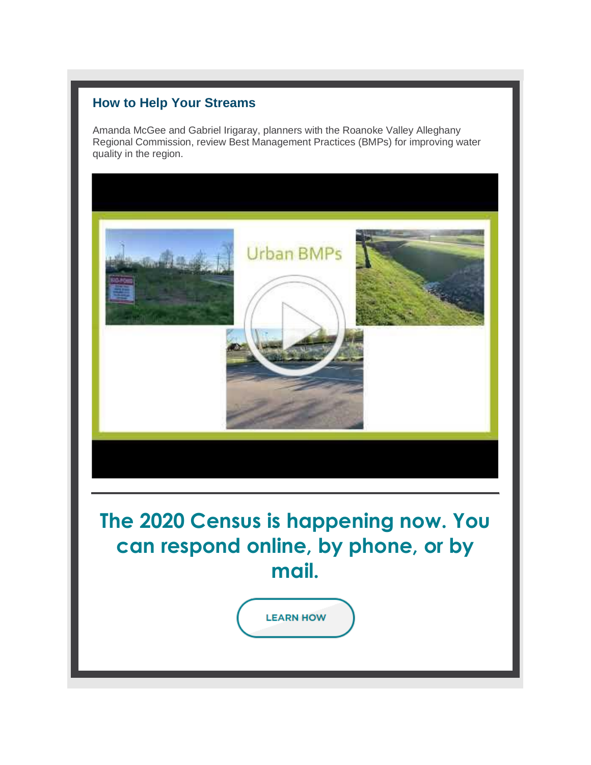## How to Help Your Streams

Amanda McGee and Gabriel Irigaray, planners with the Roanoke Valley Alleghany Regional Commission, review Best Management Practices (BMPs) for improving water quality in the region.

---

## The 2020 Census is happening now. You can respond online, by phone, or by mail.

LEARN HOW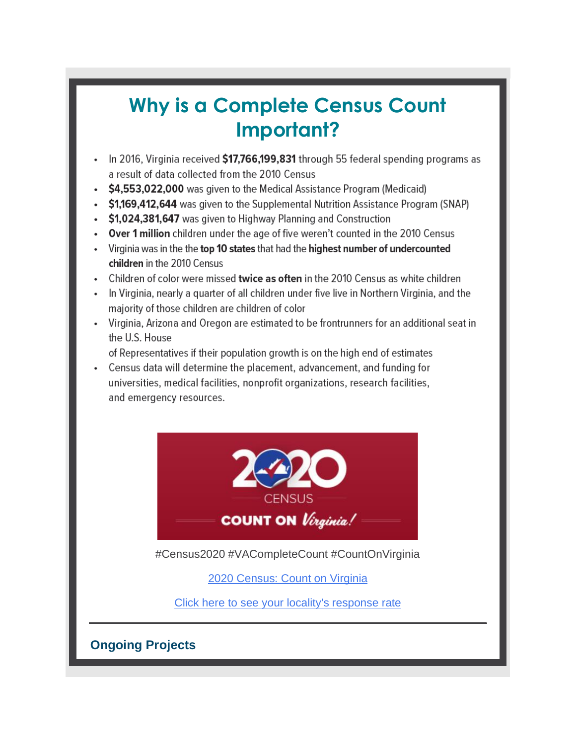# Why is a Complete Census Count Important?

- In 2016, Virginia received **$17,766,199,831** through 55 federal spending programs as a result of data collected from the 2010 Census
- **$4,553,022,000** was given to the Medical Assistance Program (Medicaid)
- **$1,169,412,644** was given to the Supplemental Nutrition Assistance Program (SNAP)
- **$1,024,381,647** was given to Highway Planning and Construction
- **Over 1 million** children under the age of five weren't counted in the 2010 Census
- Virginia was in the the **top 10 states** that had the **highest number of undercounted children** in the 2010 Census
- Children of color were missed **twice as often** in the 2010 Census as white children
- In Virginia, nearly a quarter of all children under five live in Northern Virginia, and the majority of those children are children of color
- Virginia, Arizona and Oregon are estimated to be frontrunners for an additional seat in the U.S. House
  of Representatives if their population growth is on the high end of estimates
- Census data will determine the placement, advancement, and funding for universities, medical facilities, nonprofit organizations, research facilities, and emergency resources.

2020 CENSUS COUNT ON Virginia!

#Census2020 #VACompleteCount #CountOnVirginia

[2020 Census: Count on Virginia]

[Click here to see your locality's response rate]

---

### Ongoing Projects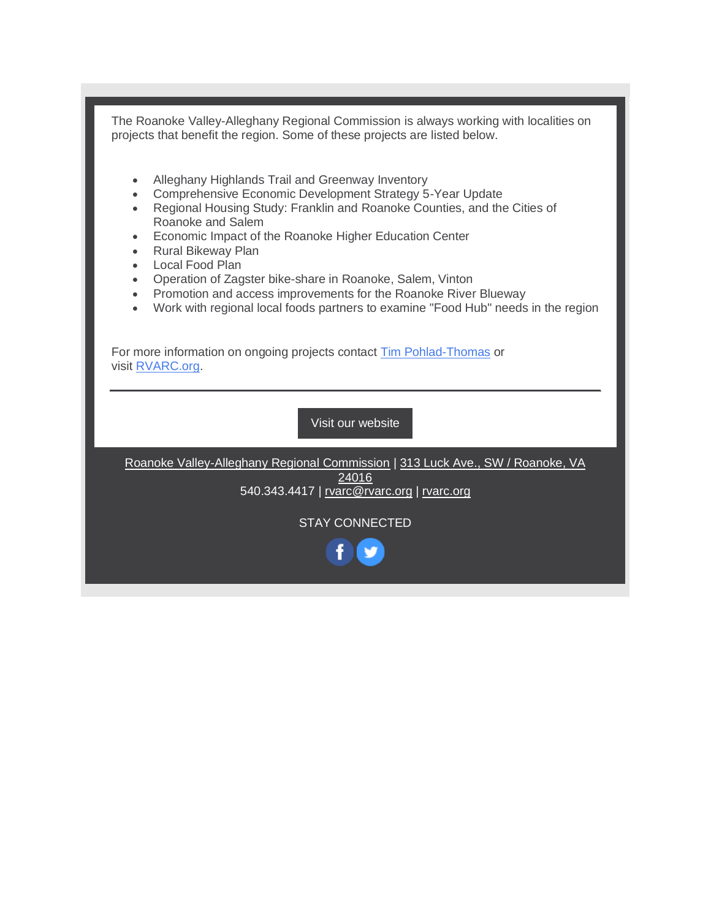The Roanoke Valley-Alleghany Regional Commission is always working with localities on projects that benefit the region. Some of these projects are listed below.

- Alleghany Highlands Trail and Greenway Inventory
- Comprehensive Economic Development Strategy 5-Year Update
- Regional Housing Study: Franklin and Roanoke Counties, and the Cities of Roanoke and Salem
- Economic Impact of the Roanoke Higher Education Center
- Rural Bikeway Plan
- Local Food Plan
- Operation of Zagster bike-share in Roanoke, Salem, Vinton
- Promotion and access improvements for the Roanoke River Blueway
- Work with regional local foods partners to examine "Food Hub" needs in the region

For more information on ongoing projects contact Tim Pohlad-Thomas or visit RVARC.org.

---

Visit our website

Roanoke Valley-Alleghany Regional Commission | 313 Luck Ave., SW / Roanoke, VA 24016
540.343.4417 | rvarc@rvarc.org | rvarc.org

STAY CONNECTED